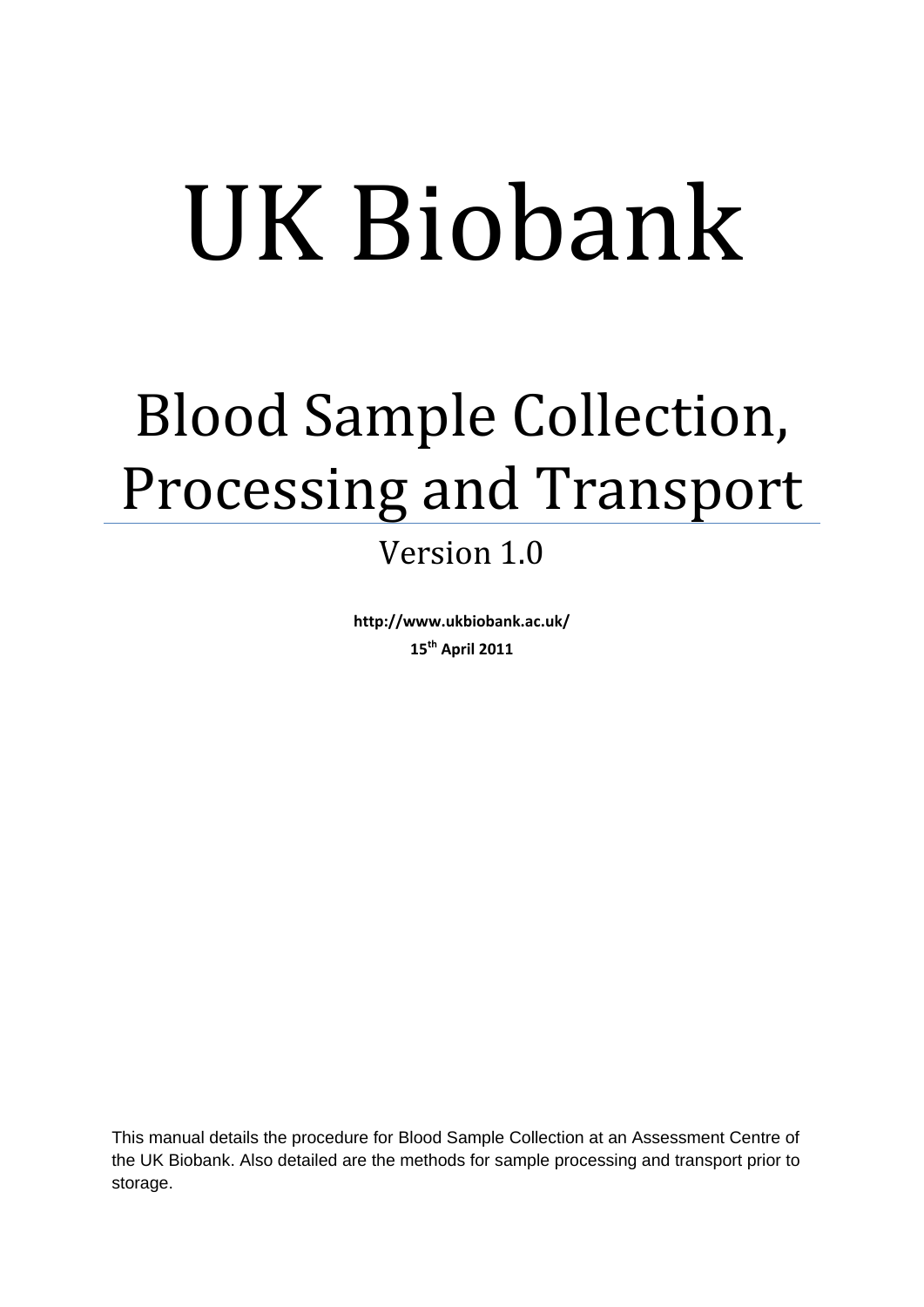# UK Biobank

## Blood Sample Collection, Processing and Transport

Version 1.0

**http://www.ukbiobank.ac.uk/**

**15th April 2011**

This manual details the procedure for Blood Sample Collection at an Assessment Centre of the UK Biobank. Also detailed are the methods for sample processing and transport prior to storage.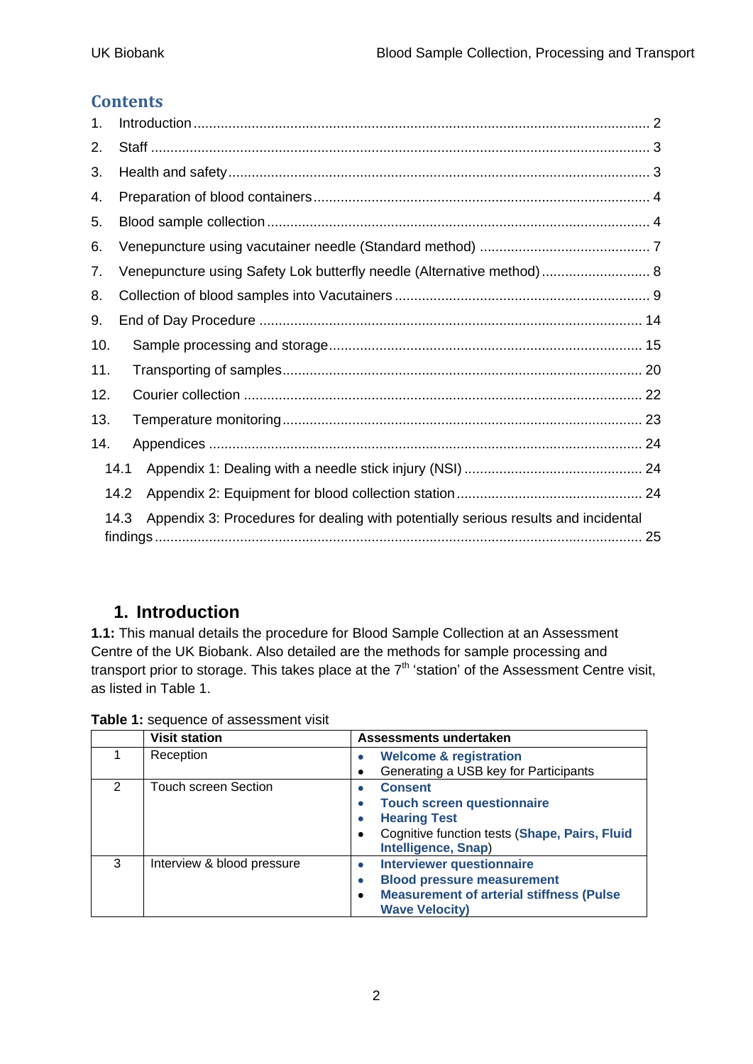## Contents

1. Introduction .................................................................................................................... 2
2. Staff ............................................................................................................................... 3
3. Health and safety ........................................................................................................... 3
4. Preparation of blood containers ..................................................................................... 4
5. Blood sample collection ................................................................................................. 4
6. Venepuncture using vacutainer needle (Standard method) ........................................... 7
7. Venepuncture using Safety Lok butterfly needle (Alternative method) ........................... 8
8. Collection of blood samples into Vacutainers ................................................................. 9
9. End of Day Procedure ................................................................................................. 14
10. Sample processing and storage ................................................................................ 15
11. Transporting of samples ............................................................................................ 20
12. Courier collection ...................................................................................................... 22
13. Temperature monitoring ............................................................................................ 23
14. Appendices ............................................................................................................... 24
    - 14.1 Appendix 1: Dealing with a needle stick injury (NSI) ............................................. 24
    - 14.2 Appendix 2: Equipment for blood collection station ............................................... 24
    - 14.3 Appendix 3: Procedures for dealing with potentially serious results and incidental findings ........................................................................................................................... 25

# 1. Introduction

**1.1:** This manual details the procedure for Blood Sample Collection at an Assessment Centre of the UK Biobank. Also detailed are the methods for sample processing and transport prior to storage. This takes place at the 7th 'station' of the Assessment Centre visit, as listed in Table 1.

**Table 1:** sequence of assessment visit

| | Visit station | Assessments undertaken |
|---|---|---|
| 1 | Reception | • **Welcome & registration**<br>• Generating a USB key for Participants |
| 2 | Touch screen Section | • **Consent**<br>• **Touch screen questionnaire**<br>• **Hearing Test**<br>• Cognitive function tests (**Shape, Pairs, Fluid Intelligence, Snap**) |
| 3 | Interview & blood pressure | • **Interviewer questionnaire**<br>• **Blood pressure measurement**<br>• **Measurement of arterial stiffness (Pulse Wave Velocity)** |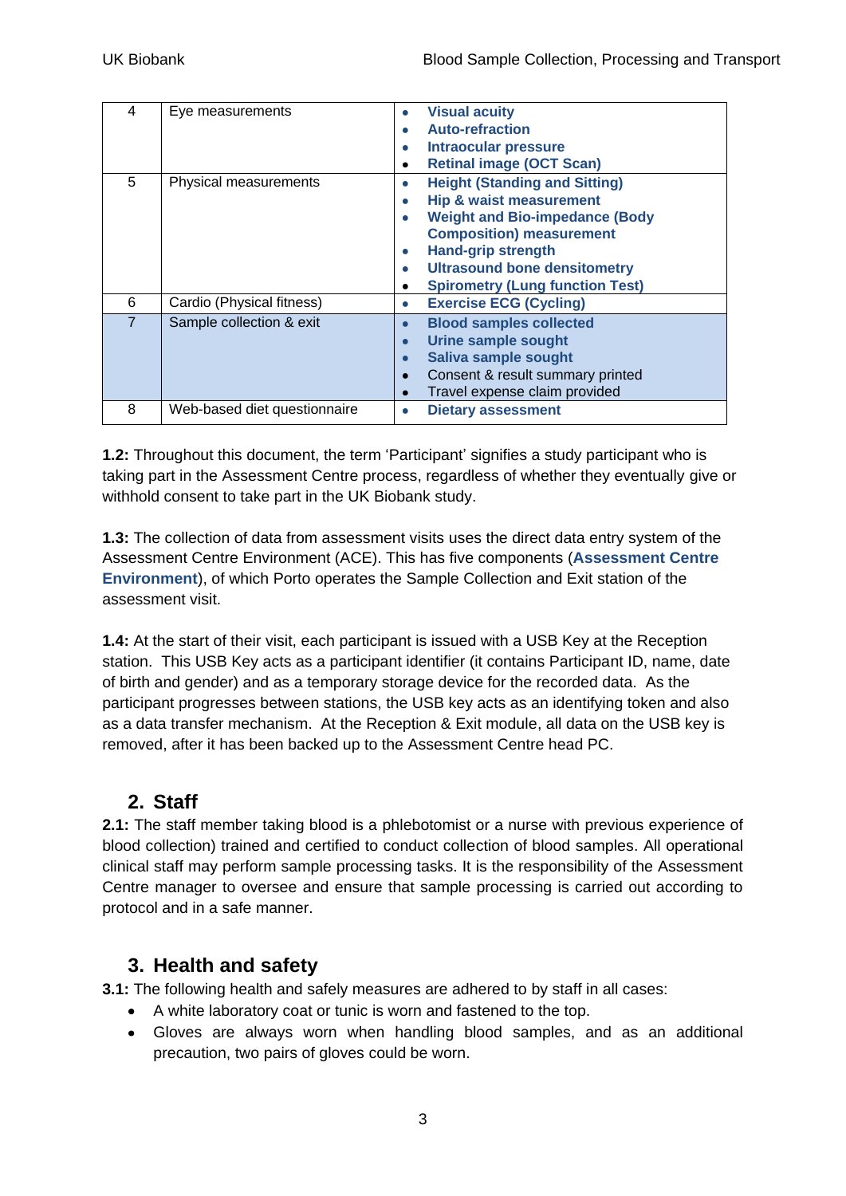| 4 | Eye measurements | • **Visual acuity**<br>• **Auto-refraction**<br>• **Intraocular pressure**<br>• **Retinal image (OCT Scan)** |
|---|---|---|
| 5 | Physical measurements | • **Height (Standing and Sitting)**<br>• **Hip & waist measurement**<br>• **Weight and Bio-impedance (Body Composition) measurement**<br>• **Hand-grip strength**<br>• **Ultrasound bone densitometry**<br>• **Spirometry (Lung function Test)** |
| 6 | Cardio (Physical fitness) | • **Exercise ECG (Cycling)** |
| 7 | Sample collection & exit | • **Blood samples collected**<br>• **Urine sample sought**<br>• **Saliva sample sought**<br>• Consent & result summary printed<br>• Travel expense claim provided |
| 8 | Web-based diet questionnaire | • **Dietary assessment** |

**1.2:** Throughout this document, the term 'Participant' signifies a study participant who is taking part in the Assessment Centre process, regardless of whether they eventually give or withhold consent to take part in the UK Biobank study.

**1.3:** The collection of data from assessment visits uses the direct data entry system of the Assessment Centre Environment (ACE). This has five components (**Assessment Centre Environment**), of which Porto operates the Sample Collection and Exit station of the assessment visit.

**1.4:** At the start of their visit, each participant is issued with a USB Key at the Reception station. This USB Key acts as a participant identifier (it contains Participant ID, name, date of birth and gender) and as a temporary storage device for the recorded data. As the participant progresses between stations, the USB key acts as an identifying token and also as a data transfer mechanism. At the Reception & Exit module, all data on the USB key is removed, after it has been backed up to the Assessment Centre head PC.

## 2. Staff

**2.1:** The staff member taking blood is a phlebotomist or a nurse with previous experience of blood collection) trained and certified to conduct collection of blood samples. All operational clinical staff may perform sample processing tasks. It is the responsibility of the Assessment Centre manager to oversee and ensure that sample processing is carried out according to protocol and in a safe manner.

## 3. Health and safety

**3.1:** The following health and safely measures are adhered to by staff in all cases:

- A white laboratory coat or tunic is worn and fastened to the top.
- Gloves are always worn when handling blood samples, and as an additional precaution, two pairs of gloves could be worn.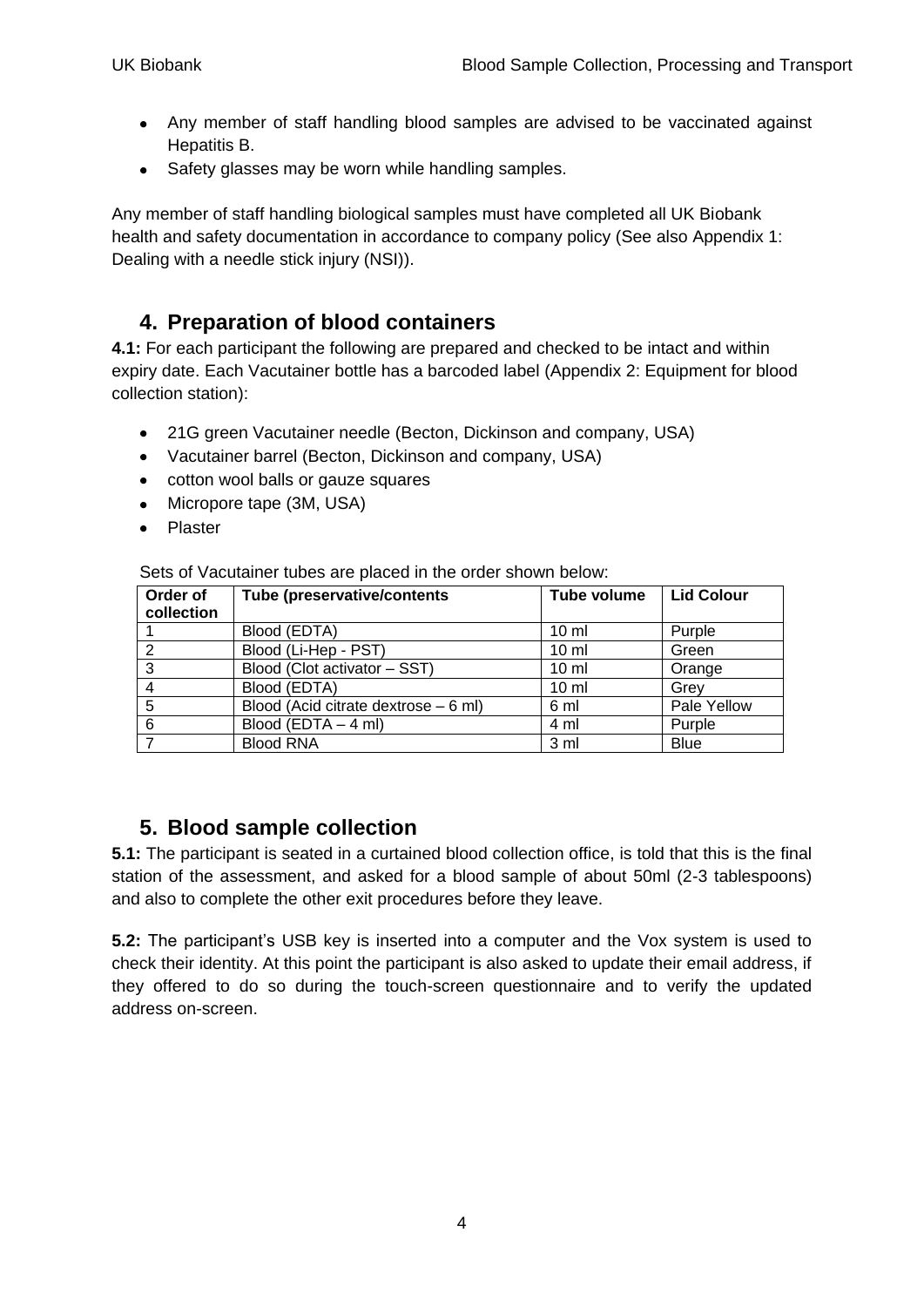- Any member of staff handling blood samples are advised to be vaccinated against Hepatitis B.
- Safety glasses may be worn while handling samples.

Any member of staff handling biological samples must have completed all UK Biobank health and safety documentation in accordance to company policy (See also Appendix 1: Dealing with a needle stick injury (NSI)).

## 4. Preparation of blood containers

**4.1:** For each participant the following are prepared and checked to be intact and within expiry date. Each Vacutainer bottle has a barcoded label (Appendix 2: Equipment for blood collection station):

- 21G green Vacutainer needle (Becton, Dickinson and company, USA)
- Vacutainer barrel (Becton, Dickinson and company, USA)
- cotton wool balls or gauze squares
- Micropore tape (3M, USA)
- Plaster

Sets of Vacutainer tubes are placed in the order shown below:

| Order of collection | Tube (preservative/contents | Tube volume | Lid Colour |
|---|---|---|---|
| 1 | Blood (EDTA) | 10 ml | Purple |
| 2 | Blood (Li-Hep - PST) | 10 ml | Green |
| 3 | Blood (Clot activator – SST) | 10 ml | Orange |
| 4 | Blood (EDTA) | 10 ml | Grey |
| 5 | Blood (Acid citrate dextrose – 6 ml) | 6 ml | Pale Yellow |
| 6 | Blood (EDTA – 4 ml) | 4 ml | Purple |
| 7 | Blood RNA | 3 ml | Blue |

## 5. Blood sample collection

**5.1:** The participant is seated in a curtained blood collection office, is told that this is the final station of the assessment, and asked for a blood sample of about 50ml (2-3 tablespoons) and also to complete the other exit procedures before they leave.

**5.2:** The participant's USB key is inserted into a computer and the Vox system is used to check their identity. At this point the participant is also asked to update their email address, if they offered to do so during the touch-screen questionnaire and to verify the updated address on-screen.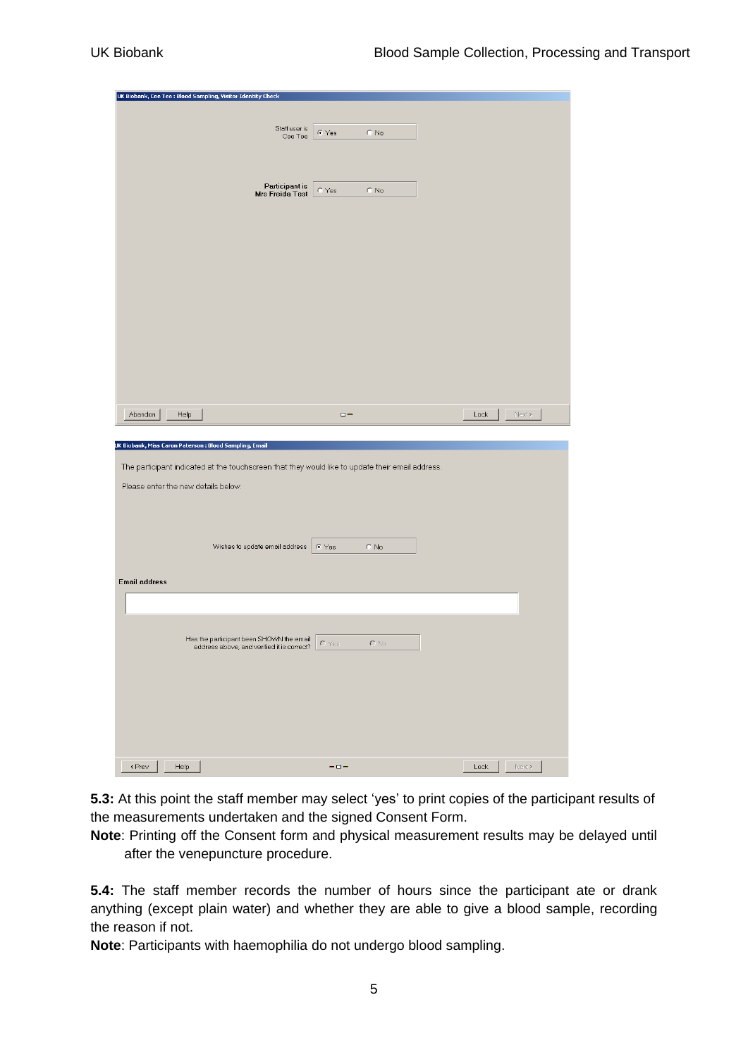UK Biobank, Cee Tee : Blood Sampling, Visitor Identity Check

Staff user is Cee Tee — Yes / No

Participant is Mrs Freida Test — Yes / No

Abandon | Help | Lock | Next >

UK Biobank, Miss Caron Paterson : Blood Sampling, Email

The participant indicated at the touchscreen that they would like to update their email address.

Please enter the new details below:

Wishes to update email address — Yes / No

**Email address**

Has the participant been SHOWN the email address above, and verified it is correct? — Yes / No

< Prev | Help | Lock | Next >

**5.3:** At this point the staff member may select 'yes' to print copies of the participant results of the measurements undertaken and the signed Consent Form.

**Note**: Printing off the Consent form and physical measurement results may be delayed until after the venepuncture procedure.

**5.4:** The staff member records the number of hours since the participant ate or drank anything (except plain water) and whether they are able to give a blood sample, recording the reason if not.

**Note**: Participants with haemophilia do not undergo blood sampling.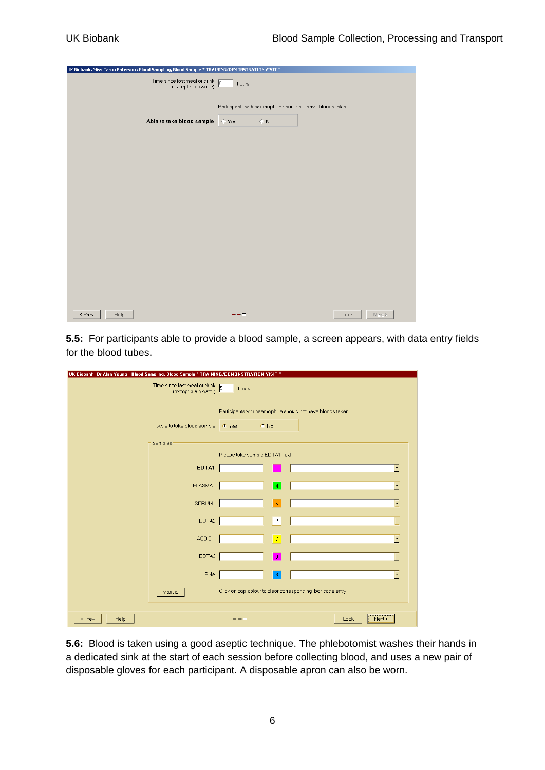**5.5:** For participants able to provide a blood sample, a screen appears, with data entry fields for the blood tubes.

**5.6:** Blood is taken using a good aseptic technique. The phlebotomist washes their hands in a dedicated sink at the start of each session before collecting blood, and uses a new pair of disposable gloves for each participant. A disposable apron can also be worn.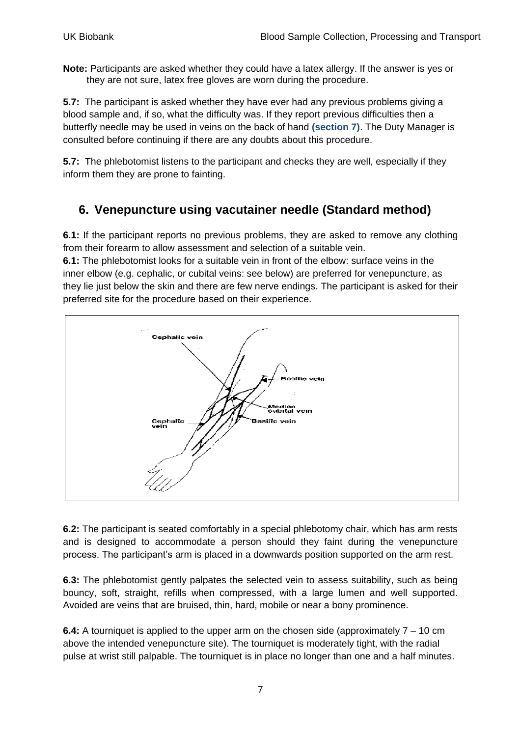**Note:** Participants are asked whether they could have a latex allergy. If the answer is yes or they are not sure, latex free gloves are worn during the procedure.

**5.7:** The participant is asked whether they have ever had any previous problems giving a blood sample and, if so, what the difficulty was. If they report previous difficulties then a butterfly needle may be used in veins on the back of hand **(section 7)**. The Duty Manager is consulted before continuing if there are any doubts about this procedure.

**5.7:** The phlebotomist listens to the participant and checks they are well, especially if they inform them they are prone to fainting.

## 6. Venepuncture using vacutainer needle (Standard method)

**6.1:** If the participant reports no previous problems, they are asked to remove any clothing from their forearm to allow assessment and selection of a suitable vein.

**6.1:** The phlebotomist looks for a suitable vein in front of the elbow: surface veins in the inner elbow (e.g. cephalic, or cubital veins: see below) are preferred for venepuncture, as they lie just below the skin and there are few nerve endings. The participant is asked for their preferred site for the procedure based on their experience.

Cephalic vein

Basilic vein

Median cubital vein

Cephalic vein

Basilic vein

**6.2:** The participant is seated comfortably in a special phlebotomy chair, which has arm rests and is designed to accommodate a person should they faint during the venepuncture process. The participant's arm is placed in a downwards position supported on the arm rest.

**6.3:** The phlebotomist gently palpates the selected vein to assess suitability, such as being bouncy, soft, straight, refills when compressed, with a large lumen and well supported. Avoided are veins that are bruised, thin, hard, mobile or near a bony prominence.

**6.4:** A tourniquet is applied to the upper arm on the chosen side (approximately 7 – 10 cm above the intended venepuncture site). The tourniquet is moderately tight, with the radial pulse at wrist still palpable. The tourniquet is in place no longer than one and a half minutes.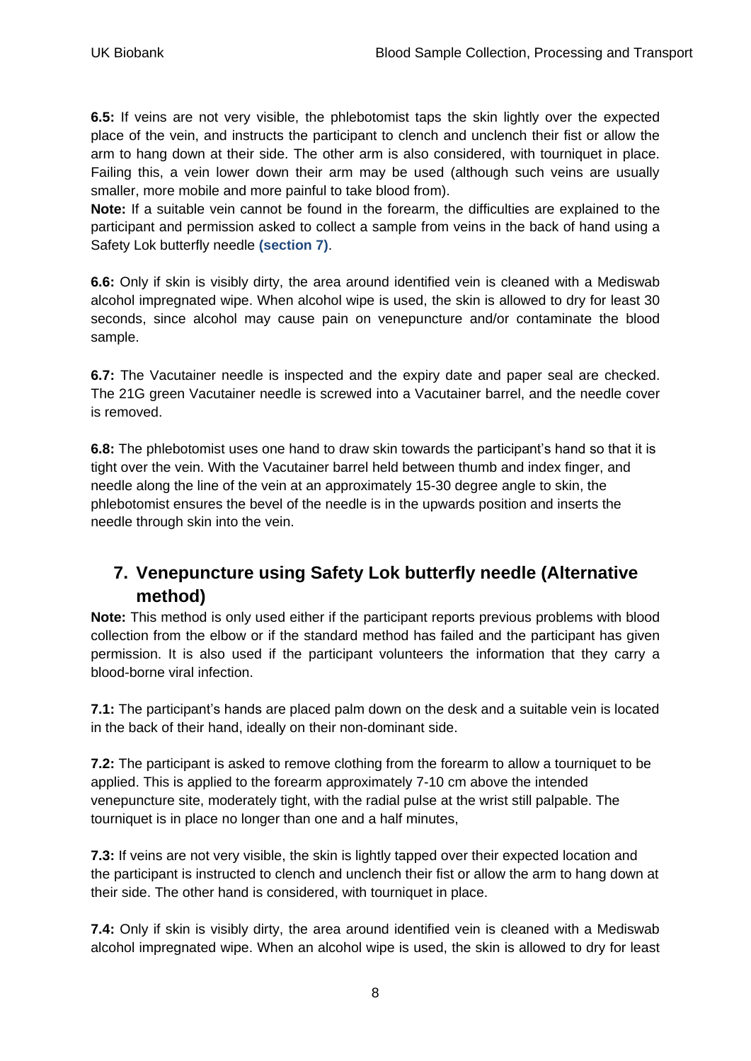**6.5:** If veins are not very visible, the phlebotomist taps the skin lightly over the expected place of the vein, and instructs the participant to clench and unclench their fist or allow the arm to hang down at their side. The other arm is also considered, with tourniquet in place. Failing this, a vein lower down their arm may be used (although such veins are usually smaller, more mobile and more painful to take blood from).

**Note:** If a suitable vein cannot be found in the forearm, the difficulties are explained to the participant and permission asked to collect a sample from veins in the back of hand using a Safety Lok butterfly needle **(section 7)**.

**6.6:** Only if skin is visibly dirty, the area around identified vein is cleaned with a Mediswab alcohol impregnated wipe. When alcohol wipe is used, the skin is allowed to dry for least 30 seconds, since alcohol may cause pain on venepuncture and/or contaminate the blood sample.

**6.7:** The Vacutainer needle is inspected and the expiry date and paper seal are checked. The 21G green Vacutainer needle is screwed into a Vacutainer barrel, and the needle cover is removed.

**6.8:** The phlebotomist uses one hand to draw skin towards the participant's hand so that it is tight over the vein. With the Vacutainer barrel held between thumb and index finger, and needle along the line of the vein at an approximately 15-30 degree angle to skin, the phlebotomist ensures the bevel of the needle is in the upwards position and inserts the needle through skin into the vein.

## 7. Venepuncture using Safety Lok butterfly needle (Alternative method)

**Note:** This method is only used either if the participant reports previous problems with blood collection from the elbow or if the standard method has failed and the participant has given permission. It is also used if the participant volunteers the information that they carry a blood-borne viral infection.

**7.1:** The participant's hands are placed palm down on the desk and a suitable vein is located in the back of their hand, ideally on their non-dominant side.

**7.2:** The participant is asked to remove clothing from the forearm to allow a tourniquet to be applied. This is applied to the forearm approximately 7-10 cm above the intended venepuncture site, moderately tight, with the radial pulse at the wrist still palpable. The tourniquet is in place no longer than one and a half minutes,

**7.3:** If veins are not very visible, the skin is lightly tapped over their expected location and the participant is instructed to clench and unclench their fist or allow the arm to hang down at their side. The other hand is considered, with tourniquet in place.

**7.4:** Only if skin is visibly dirty, the area around identified vein is cleaned with a Mediswab alcohol impregnated wipe. When an alcohol wipe is used, the skin is allowed to dry for least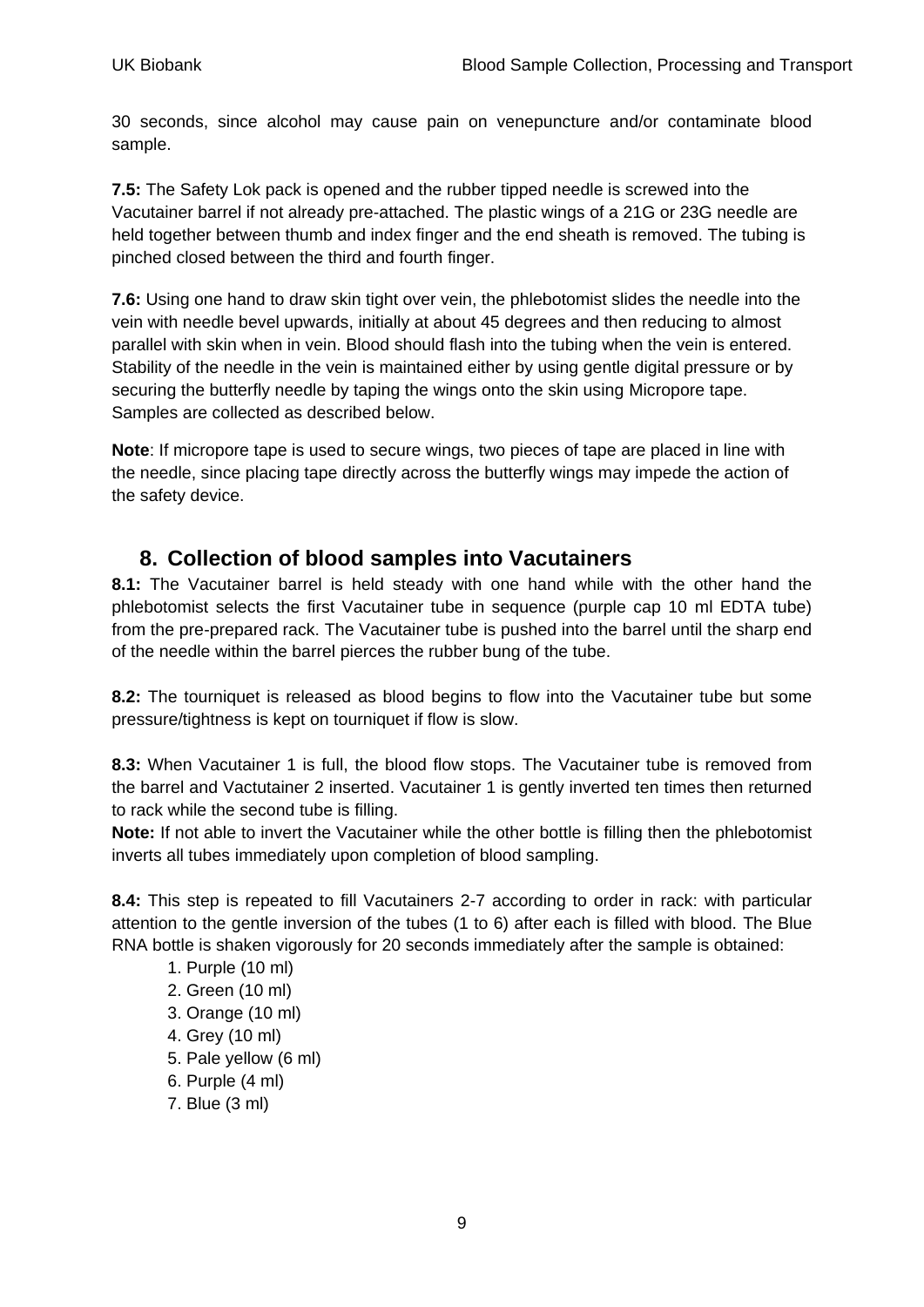30 seconds, since alcohol may cause pain on venepuncture and/or contaminate blood sample.

**7.5:** The Safety Lok pack is opened and the rubber tipped needle is screwed into the Vacutainer barrel if not already pre-attached. The plastic wings of a 21G or 23G needle are held together between thumb and index finger and the end sheath is removed. The tubing is pinched closed between the third and fourth finger.

**7.6:** Using one hand to draw skin tight over vein, the phlebotomist slides the needle into the vein with needle bevel upwards, initially at about 45 degrees and then reducing to almost parallel with skin when in vein. Blood should flash into the tubing when the vein is entered. Stability of the needle in the vein is maintained either by using gentle digital pressure or by securing the butterfly needle by taping the wings onto the skin using Micropore tape. Samples are collected as described below.

**Note**: If micropore tape is used to secure wings, two pieces of tape are placed in line with the needle, since placing tape directly across the butterfly wings may impede the action of the safety device.

## 8. Collection of blood samples into Vacutainers

**8.1:** The Vacutainer barrel is held steady with one hand while with the other hand the phlebotomist selects the first Vacutainer tube in sequence (purple cap 10 ml EDTA tube) from the pre-prepared rack. The Vacutainer tube is pushed into the barrel until the sharp end of the needle within the barrel pierces the rubber bung of the tube.

**8.2:** The tourniquet is released as blood begins to flow into the Vacutainer tube but some pressure/tightness is kept on tourniquet if flow is slow.

**8.3:** When Vacutainer 1 is full, the blood flow stops. The Vacutainer tube is removed from the barrel and Vactutainer 2 inserted. Vacutainer 1 is gently inverted ten times then returned to rack while the second tube is filling.
**Note:** If not able to invert the Vacutainer while the other bottle is filling then the phlebotomist inverts all tubes immediately upon completion of blood sampling.

**8.4:** This step is repeated to fill Vacutainers 2-7 according to order in rack: with particular attention to the gentle inversion of the tubes (1 to 6) after each is filled with blood. The Blue RNA bottle is shaken vigorously for 20 seconds immediately after the sample is obtained:

1. Purple (10 ml)
2. Green (10 ml)
3. Orange (10 ml)
4. Grey (10 ml)
5. Pale yellow (6 ml)
6. Purple (4 ml)
7. Blue (3 ml)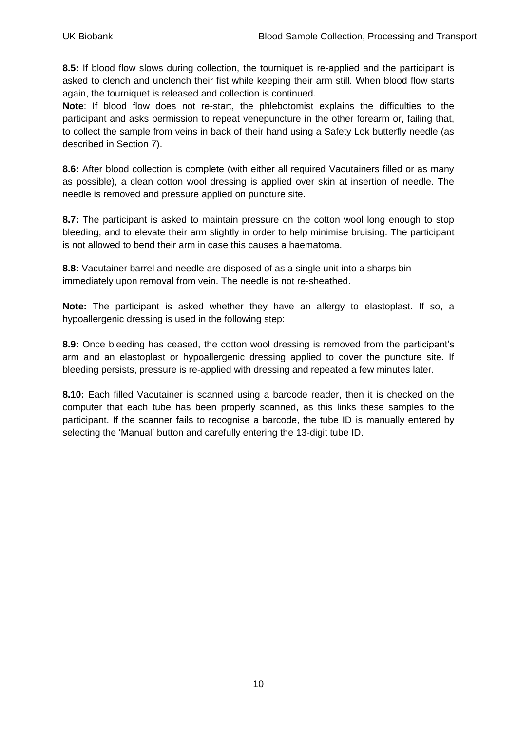**8.5:** If blood flow slows during collection, the tourniquet is re-applied and the participant is asked to clench and unclench their fist while keeping their arm still. When blood flow starts again, the tourniquet is released and collection is continued.
**Note**: If blood flow does not re-start, the phlebotomist explains the difficulties to the participant and asks permission to repeat venepuncture in the other forearm or, failing that, to collect the sample from veins in back of their hand using a Safety Lok butterfly needle (as described in Section 7).

**8.6:** After blood collection is complete (with either all required Vacutainers filled or as many as possible), a clean cotton wool dressing is applied over skin at insertion of needle. The needle is removed and pressure applied on puncture site.

**8.7:** The participant is asked to maintain pressure on the cotton wool long enough to stop bleeding, and to elevate their arm slightly in order to help minimise bruising. The participant is not allowed to bend their arm in case this causes a haematoma.

**8.8:** Vacutainer barrel and needle are disposed of as a single unit into a sharps bin immediately upon removal from vein. The needle is not re-sheathed.

**Note:** The participant is asked whether they have an allergy to elastoplast. If so, a hypoallergenic dressing is used in the following step:

**8.9:** Once bleeding has ceased, the cotton wool dressing is removed from the participant's arm and an elastoplast or hypoallergenic dressing applied to cover the puncture site. If bleeding persists, pressure is re-applied with dressing and repeated a few minutes later.

**8.10:** Each filled Vacutainer is scanned using a barcode reader, then it is checked on the computer that each tube has been properly scanned, as this links these samples to the participant. If the scanner fails to recognise a barcode, the tube ID is manually entered by selecting the 'Manual' button and carefully entering the 13-digit tube ID.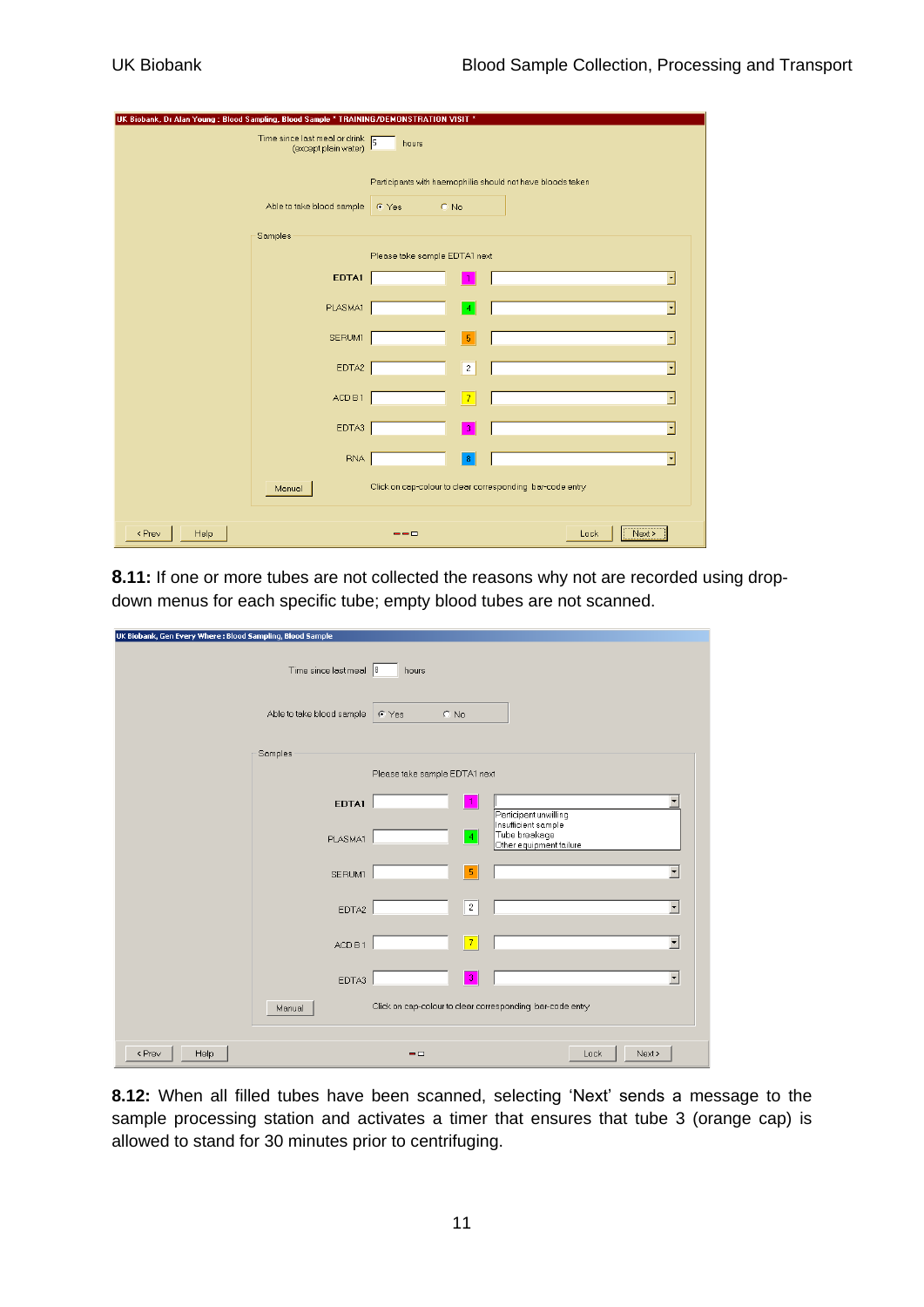**8.11:** If one or more tubes are not collected the reasons why not are recorded using drop-down menus for each specific tube; empty blood tubes are not scanned.

**8.12:** When all filled tubes have been scanned, selecting 'Next' sends a message to the sample processing station and activates a timer that ensures that tube 3 (orange cap) is allowed to stand for 30 minutes prior to centrifuging.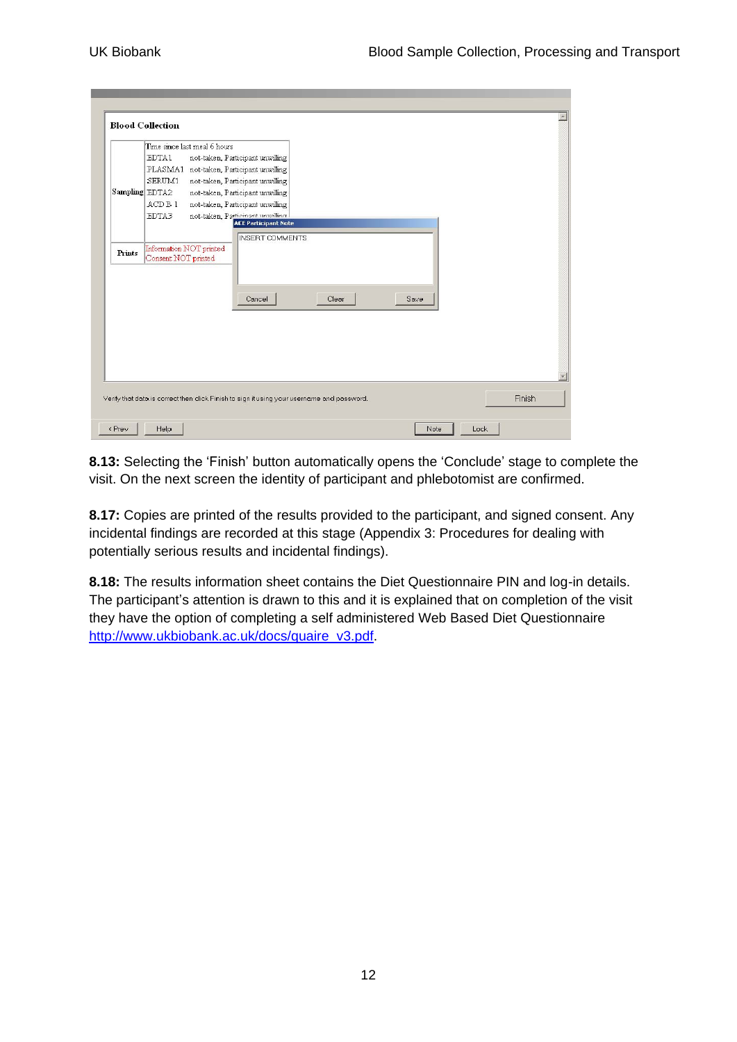**8.13:** Selecting the 'Finish' button automatically opens the 'Conclude' stage to complete the visit. On the next screen the identity of participant and phlebotomist are confirmed.

**8.17:** Copies are printed of the results provided to the participant, and signed consent. Any incidental findings are recorded at this stage (Appendix 3: Procedures for dealing with potentially serious results and incidental findings).

**8.18:** The results information sheet contains the Diet Questionnaire PIN and log-in details. The participant's attention is drawn to this and it is explained that on completion of the visit they have the option of completing a self administered Web Based Diet Questionnaire http://www.ukbiobank.ac.uk/docs/quaire_v3.pdf.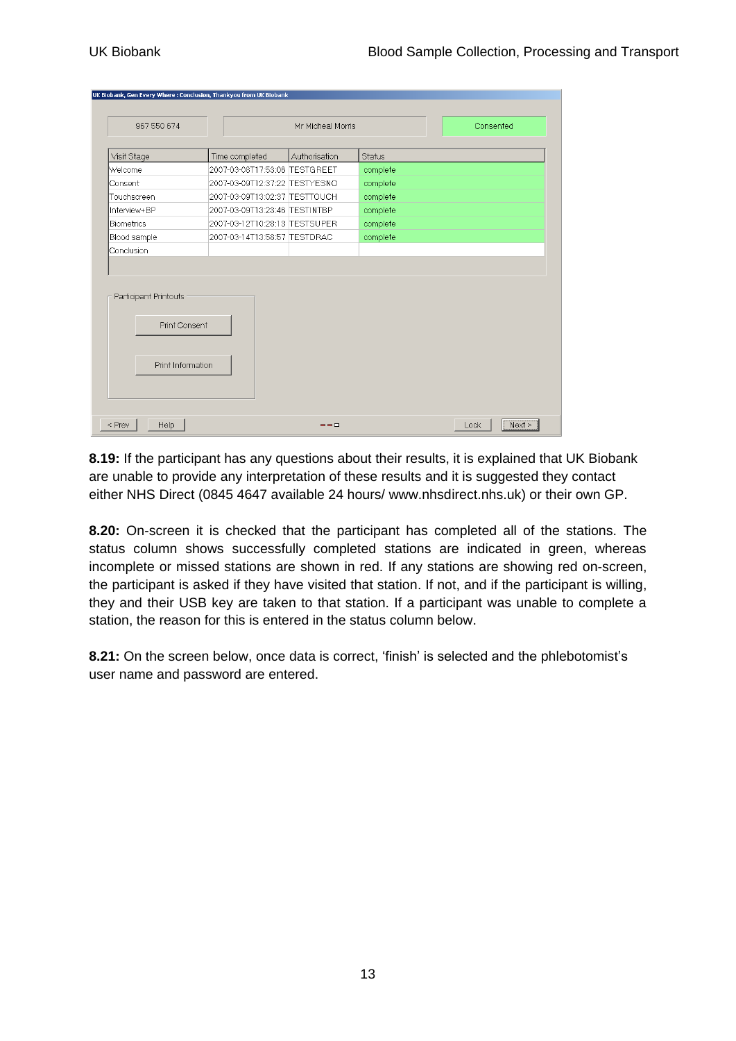UK Biobank, Gen Every Where : Conclusion, Thankyou from UK Biobank

| 967 550 674 | Mr Micheal Morris | Consented |
|---|---|---|

| Visit Stage | Time completed | Authorisation | Status |
|---|---|---|---|
| Welcome | 2007-03-08T17:53:06 | TESTGREET | complete |
| Consent | 2007-03-09T12:37:22 | TESTYESNO | complete |
| Touchscreen | 2007-03-09T13:02:37 | TESTTOUCH | complete |
| Interview+BP | 2007-03-09T13:28:46 | TESTINTBP | complete |
| Biometrics | 2007-03-12T10:28:13 | TESTSUPER | complete |
| Blood sample | 2007-03-14T13:58:57 | TESTDRAC | complete |
| Conclusion | | | |

Participant Printouts

Print Consent

Print Information

< Prev    Help    Lock    Next >

**8.19:** If the participant has any questions about their results, it is explained that UK Biobank are unable to provide any interpretation of these results and it is suggested they contact either NHS Direct (0845 4647 available 24 hours/ www.nhsdirect.nhs.uk) or their own GP.

**8.20:** On-screen it is checked that the participant has completed all of the stations. The status column shows successfully completed stations are indicated in green, whereas incomplete or missed stations are shown in red. If any stations are showing red on-screen, the participant is asked if they have visited that station. If not, and if the participant is willing, they and their USB key are taken to that station. If a participant was unable to complete a station, the reason for this is entered in the status column below.

**8.21:** On the screen below, once data is correct, 'finish' is selected and the phlebotomist's user name and password are entered.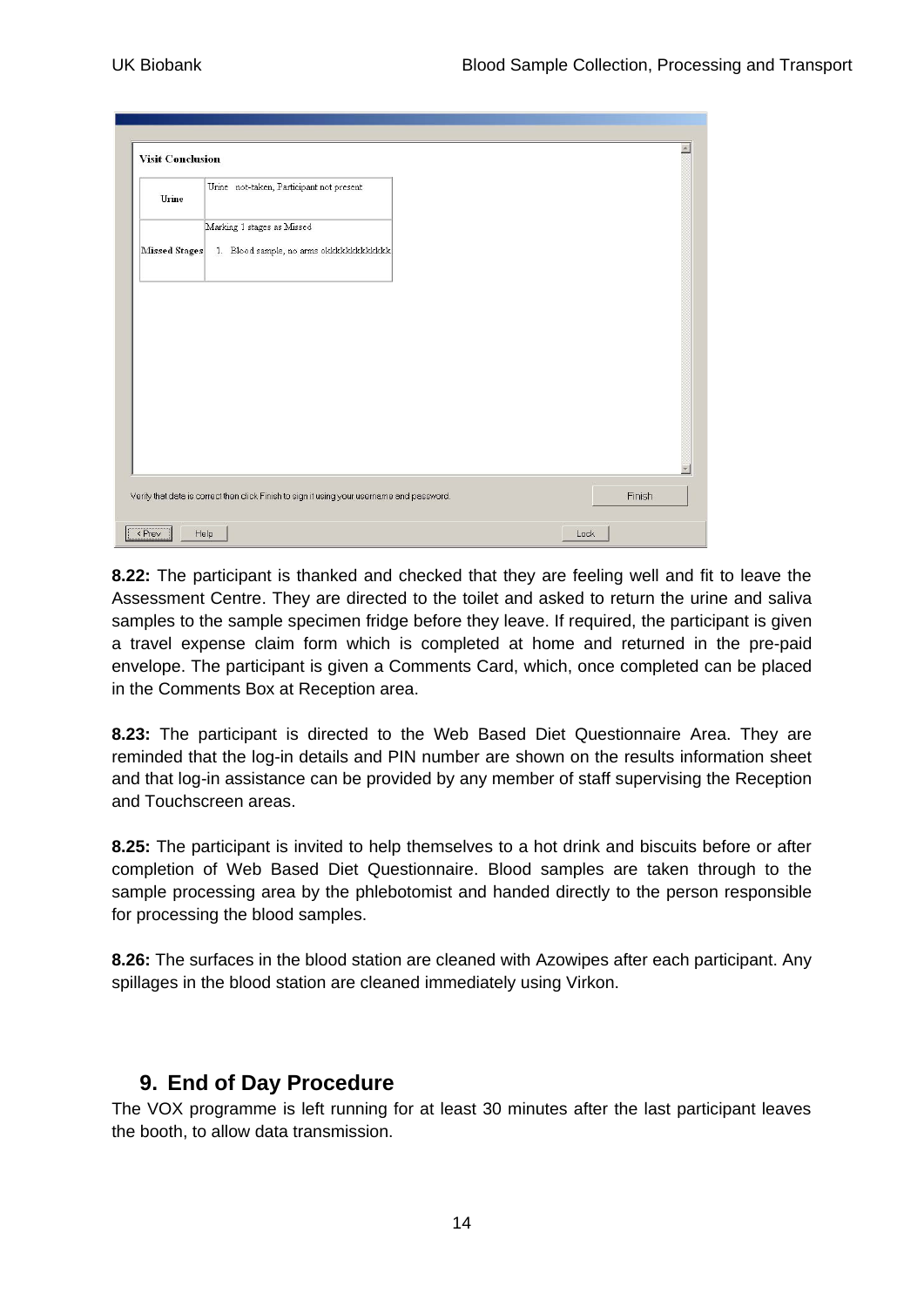**Visit Conclusion**

| Urine | Urine not-taken, Participant not present |
|---|---|
| Missed Stages | Marking 1 stages as Missed<br>1. Blood sample, no arms okkkkkkkkkkkkk |

Verify that data is correct then click Finish to sign it using your username and password.

Finish

< Prev Help Lock

**8.22:** The participant is thanked and checked that they are feeling well and fit to leave the Assessment Centre. They are directed to the toilet and asked to return the urine and saliva samples to the sample specimen fridge before they leave. If required, the participant is given a travel expense claim form which is completed at home and returned in the pre-paid envelope. The participant is given a Comments Card, which, once completed can be placed in the Comments Box at Reception area.

**8.23:** The participant is directed to the Web Based Diet Questionnaire Area. They are reminded that the log-in details and PIN number are shown on the results information sheet and that log-in assistance can be provided by any member of staff supervising the Reception and Touchscreen areas.

**8.25:** The participant is invited to help themselves to a hot drink and biscuits before or after completion of Web Based Diet Questionnaire. Blood samples are taken through to the sample processing area by the phlebotomist and handed directly to the person responsible for processing the blood samples.

**8.26:** The surfaces in the blood station are cleaned with Azowipes after each participant. Any spillages in the blood station are cleaned immediately using Virkon.

## 9. End of Day Procedure

The VOX programme is left running for at least 30 minutes after the last participant leaves the booth, to allow data transmission.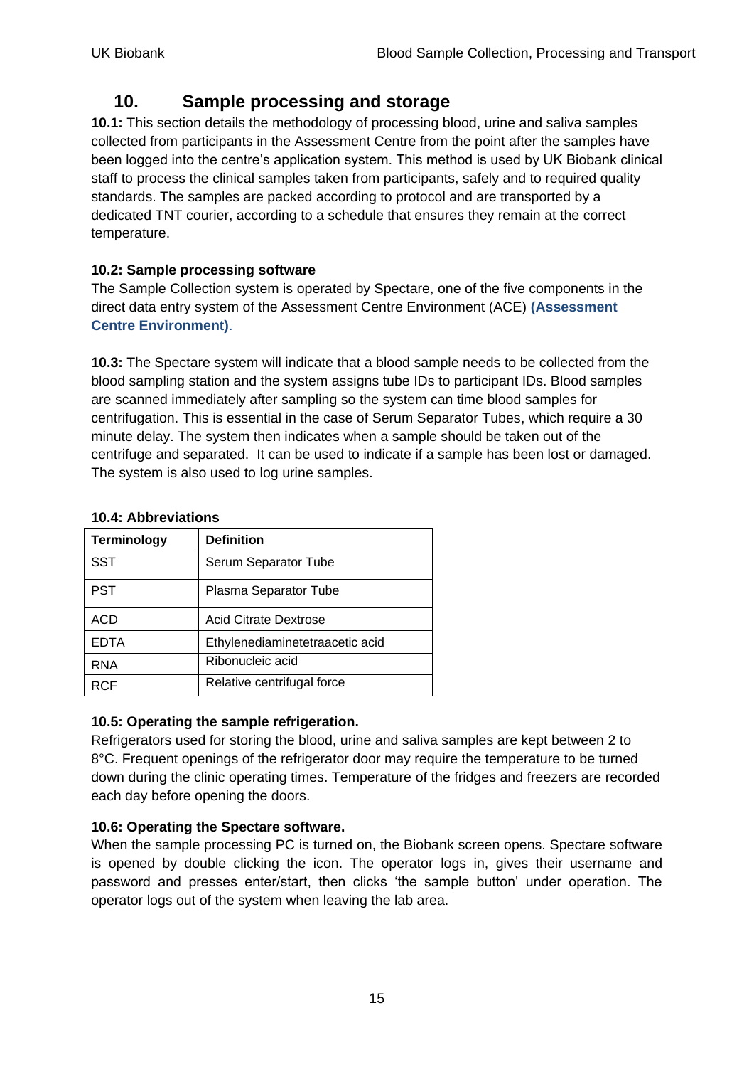## 10. Sample processing and storage

**10.1:** This section details the methodology of processing blood, urine and saliva samples collected from participants in the Assessment Centre from the point after the samples have been logged into the centre's application system. This method is used by UK Biobank clinical staff to process the clinical samples taken from participants, safely and to required quality standards. The samples are packed according to protocol and are transported by a dedicated TNT courier, according to a schedule that ensures they remain at the correct temperature.

**10.2: Sample processing software**

The Sample Collection system is operated by Spectare, one of the five components in the direct data entry system of the Assessment Centre Environment (ACE) **(Assessment Centre Environment)**.

**10.3:** The Spectare system will indicate that a blood sample needs to be collected from the blood sampling station and the system assigns tube IDs to participant IDs. Blood samples are scanned immediately after sampling so the system can time blood samples for centrifugation. This is essential in the case of Serum Separator Tubes, which require a 30 minute delay. The system then indicates when a sample should be taken out of the centrifuge and separated. It can be used to indicate if a sample has been lost or damaged. The system is also used to log urine samples.

**10.4: Abbreviations**

| Terminology | Definition |
|---|---|
| SST | Serum Separator Tube |
| PST | Plasma Separator Tube |
| ACD | Acid Citrate Dextrose |
| EDTA | Ethylenediaminetetraacetic acid |
| RNA | Ribonucleic acid |
| RCF | Relative centrifugal force |

**10.5: Operating the sample refrigeration.**

Refrigerators used for storing the blood, urine and saliva samples are kept between 2 to 8°C. Frequent openings of the refrigerator door may require the temperature to be turned down during the clinic operating times. Temperature of the fridges and freezers are recorded each day before opening the doors.

**10.6: Operating the Spectare software.**

When the sample processing PC is turned on, the Biobank screen opens. Spectare software is opened by double clicking the icon. The operator logs in, gives their username and password and presses enter/start, then clicks 'the sample button' under operation. The operator logs out of the system when leaving the lab area.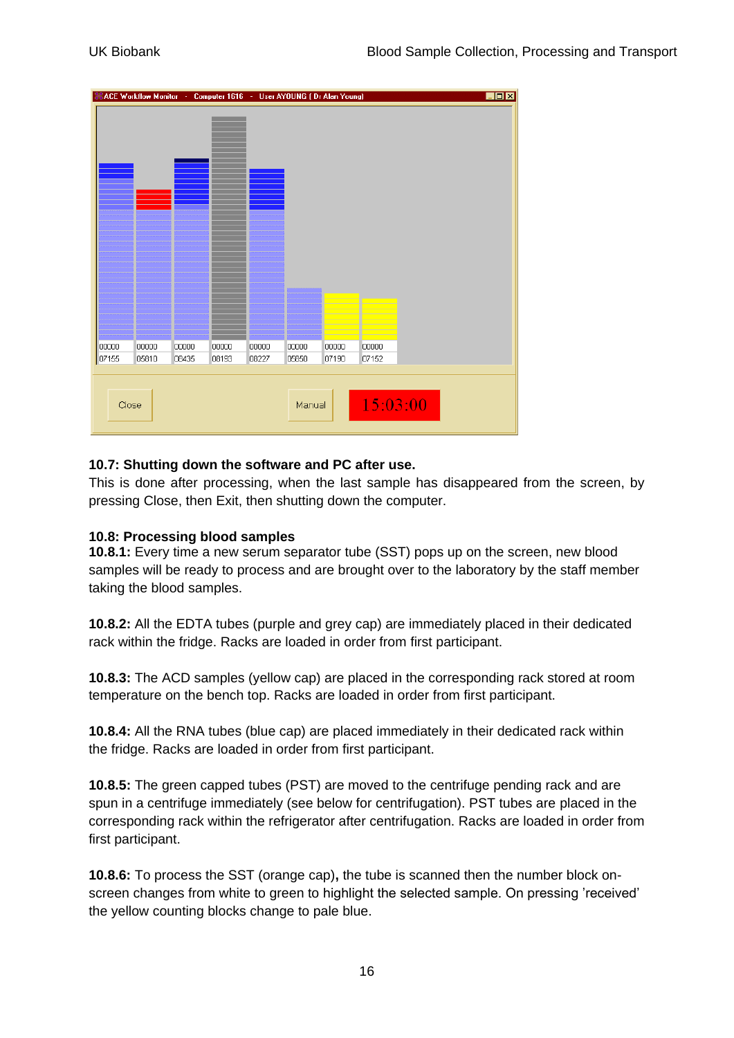## 10.7: Shutting down the software and PC after use.

This is done after processing, when the last sample has disappeared from the screen, by pressing Close, then Exit, then shutting down the computer.

## 10.8: Processing blood samples

**10.8.1:** Every time a new serum separator tube (SST) pops up on the screen, new blood samples will be ready to process and are brought over to the laboratory by the staff member taking the blood samples.

**10.8.2:** All the EDTA tubes (purple and grey cap) are immediately placed in their dedicated rack within the fridge. Racks are loaded in order from first participant.

**10.8.3:** The ACD samples (yellow cap) are placed in the corresponding rack stored at room temperature on the bench top. Racks are loaded in order from first participant.

**10.8.4:** All the RNA tubes (blue cap) are placed immediately in their dedicated rack within the fridge. Racks are loaded in order from first participant.

**10.8.5:** The green capped tubes (PST) are moved to the centrifuge pending rack and are spun in a centrifuge immediately (see below for centrifugation). PST tubes are placed in the corresponding rack within the refrigerator after centrifugation. Racks are loaded in order from first participant.

**10.8.6:** To process the SST (orange cap)**,** the tube is scanned then the number block on-screen changes from white to green to highlight the selected sample. On pressing 'received' the yellow counting blocks change to pale blue.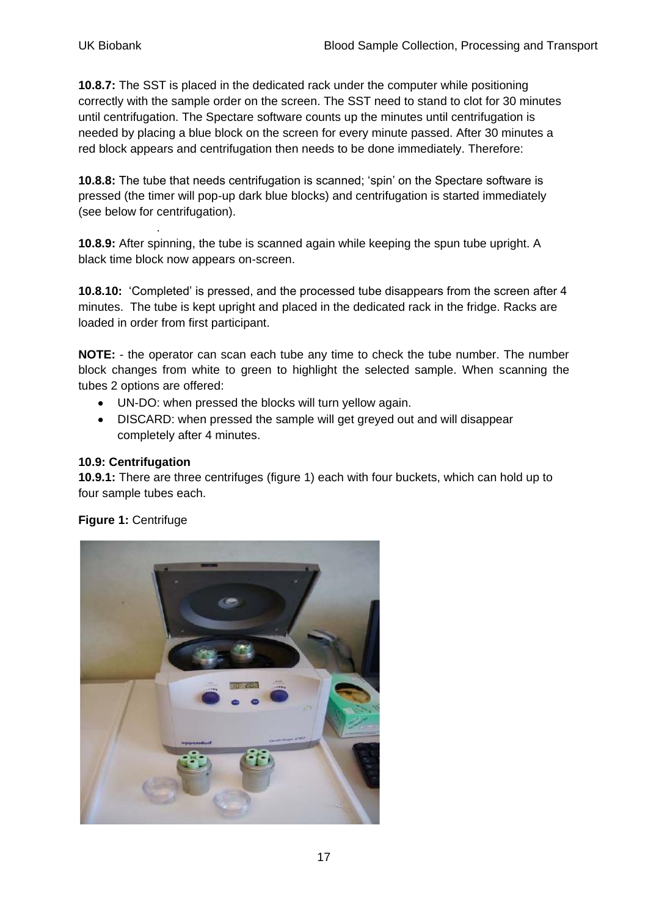**10.8.7:** The SST is placed in the dedicated rack under the computer while positioning correctly with the sample order on the screen. The SST need to stand to clot for 30 minutes until centrifugation. The Spectare software counts up the minutes until centrifugation is needed by placing a blue block on the screen for every minute passed. After 30 minutes a red block appears and centrifugation then needs to be done immediately. Therefore:

**10.8.8:** The tube that needs centrifugation is scanned; 'spin' on the Spectare software is pressed (the timer will pop-up dark blue blocks) and centrifugation is started immediately (see below for centrifugation).

**10.8.9:** After spinning, the tube is scanned again while keeping the spun tube upright. A black time block now appears on-screen.

**10.8.10:** 'Completed' is pressed, and the processed tube disappears from the screen after 4 minutes. The tube is kept upright and placed in the dedicated rack in the fridge. Racks are loaded in order from first participant.

**NOTE:** - the operator can scan each tube any time to check the tube number. The number block changes from white to green to highlight the selected sample. When scanning the tubes 2 options are offered:

- UN-DO: when pressed the blocks will turn yellow again.
- DISCARD: when pressed the sample will get greyed out and will disappear completely after 4 minutes.

**10.9: Centrifugation**

**10.9.1:** There are three centrifuges (figure 1) each with four buckets, which can hold up to four sample tubes each.

**Figure 1:** Centrifuge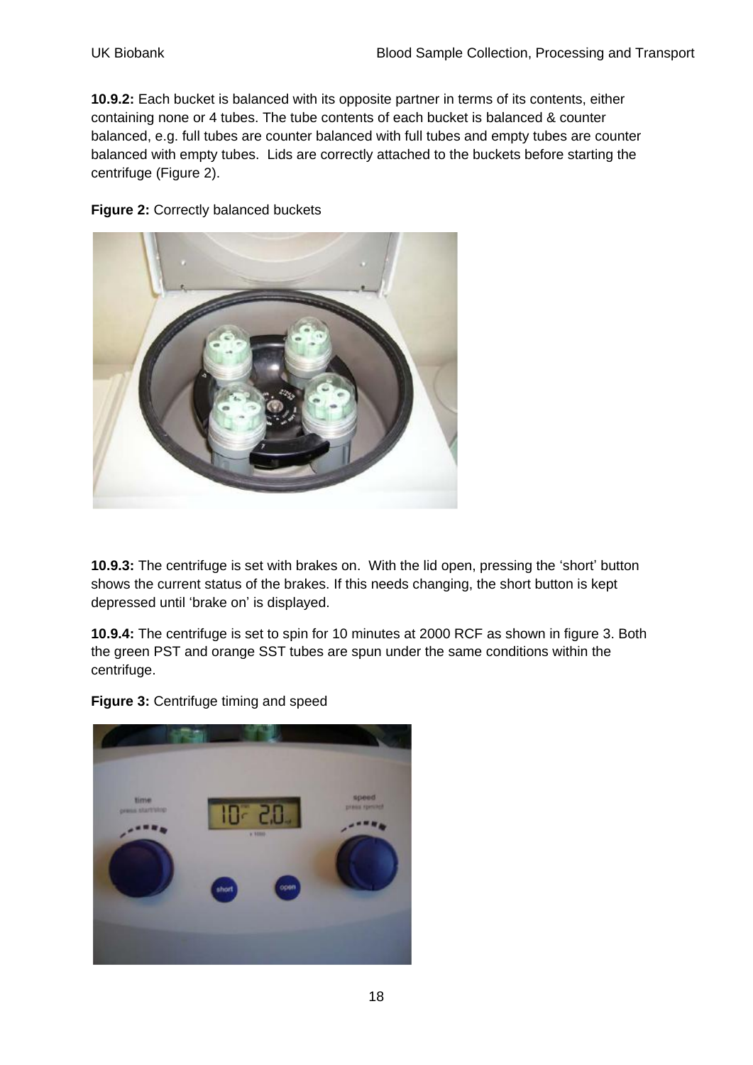**10.9.2:** Each bucket is balanced with its opposite partner in terms of its contents, either containing none or 4 tubes. The tube contents of each bucket is balanced & counter balanced, e.g. full tubes are counter balanced with full tubes and empty tubes are counter balanced with empty tubes. Lids are correctly attached to the buckets before starting the centrifuge (Figure 2).

**Figure 2:** Correctly balanced buckets

**10.9.3:** The centrifuge is set with brakes on. With the lid open, pressing the 'short' button shows the current status of the brakes. If this needs changing, the short button is kept depressed until 'brake on' is displayed.

**10.9.4:** The centrifuge is set to spin for 10 minutes at 2000 RCF as shown in figure 3. Both the green PST and orange SST tubes are spun under the same conditions within the centrifuge.

**Figure 3:** Centrifuge timing and speed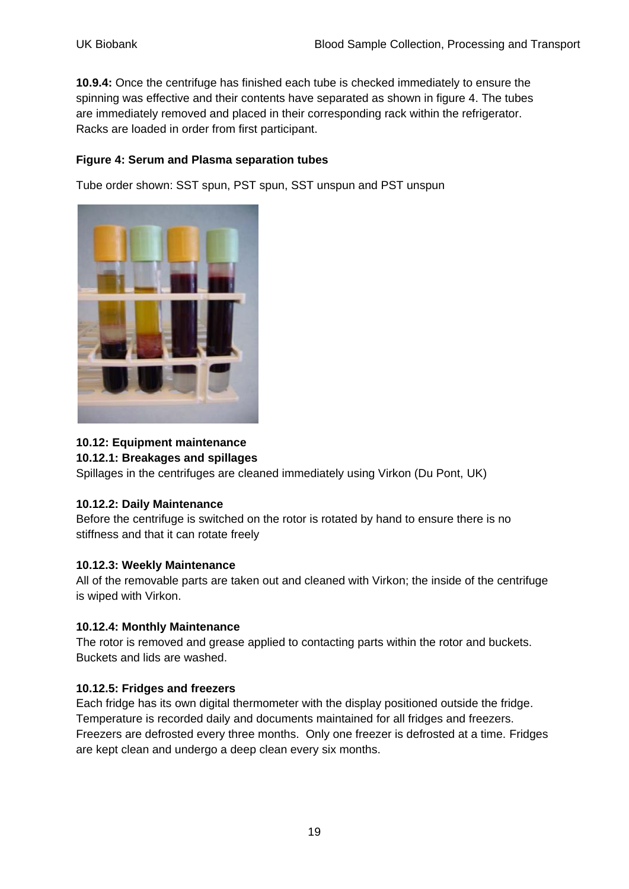**10.9.4:** Once the centrifuge has finished each tube is checked immediately to ensure the spinning was effective and their contents have separated as shown in figure 4. The tubes are immediately removed and placed in their corresponding rack within the refrigerator. Racks are loaded in order from first participant.

**Figure 4: Serum and Plasma separation tubes**

Tube order shown: SST spun, PST spun, SST unspun and PST unspun

### 10.12: Equipment maintenance

#### 10.12.1: Breakages and spillages

Spillages in the centrifuges are cleaned immediately using Virkon (Du Pont, UK)

#### 10.12.2: Daily Maintenance

Before the centrifuge is switched on the rotor is rotated by hand to ensure there is no stiffness and that it can rotate freely

#### 10.12.3: Weekly Maintenance

All of the removable parts are taken out and cleaned with Virkon; the inside of the centrifuge is wiped with Virkon.

#### 10.12.4: Monthly Maintenance

The rotor is removed and grease applied to contacting parts within the rotor and buckets. Buckets and lids are washed.

#### 10.12.5: Fridges and freezers

Each fridge has its own digital thermometer with the display positioned outside the fridge. Temperature is recorded daily and documents maintained for all fridges and freezers. Freezers are defrosted every three months. Only one freezer is defrosted at a time. Fridges are kept clean and undergo a deep clean every six months.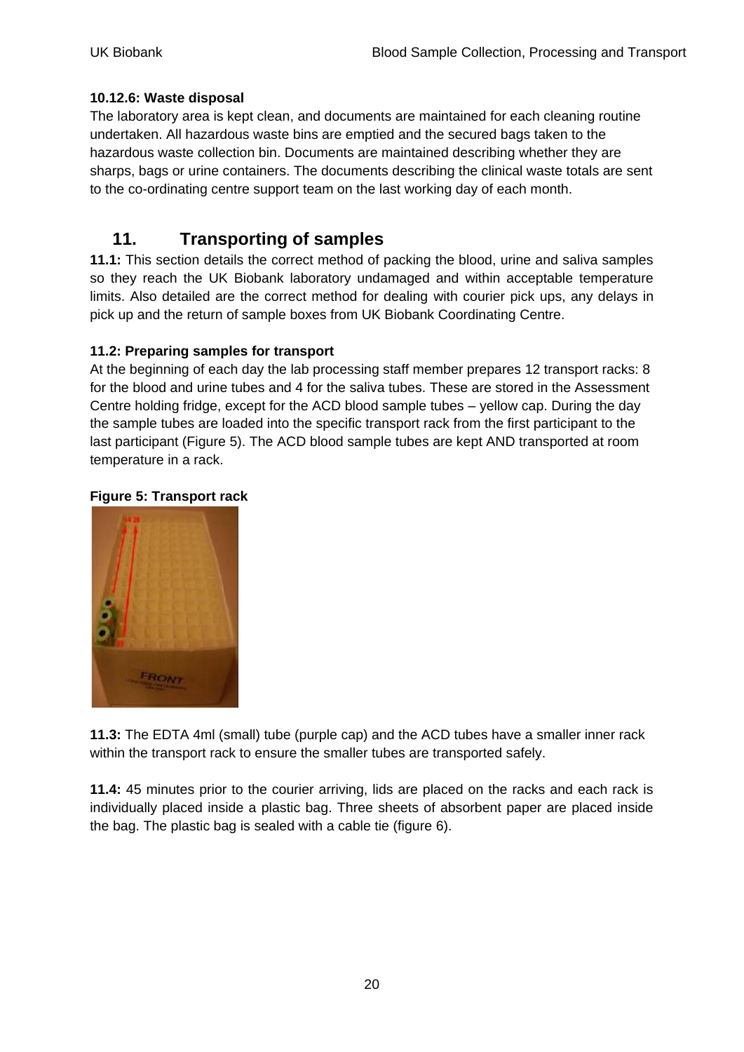**10.12.6: Waste disposal**

The laboratory area is kept clean, and documents are maintained for each cleaning routine undertaken. All hazardous waste bins are emptied and the secured bags taken to the hazardous waste collection bin. Documents are maintained describing whether they are sharps, bags or urine containers. The documents describing the clinical waste totals are sent to the co-ordinating centre support team on the last working day of each month.

## 11. Transporting of samples

**11.1:** This section details the correct method of packing the blood, urine and saliva samples so they reach the UK Biobank laboratory undamaged and within acceptable temperature limits. Also detailed are the correct method for dealing with courier pick ups, any delays in pick up and the return of sample boxes from UK Biobank Coordinating Centre.

**11.2: Preparing samples for transport**

At the beginning of each day the lab processing staff member prepares 12 transport racks: 8 for the blood and urine tubes and 4 for the saliva tubes. These are stored in the Assessment Centre holding fridge, except for the ACD blood sample tubes – yellow cap. During the day the sample tubes are loaded into the specific transport rack from the first participant to the last participant (Figure 5). The ACD blood sample tubes are kept AND transported at room temperature in a rack.

**Figure 5: Transport rack**

**11.3:** The EDTA 4ml (small) tube (purple cap) and the ACD tubes have a smaller inner rack within the transport rack to ensure the smaller tubes are transported safely.

**11.4:** 45 minutes prior to the courier arriving, lids are placed on the racks and each rack is individually placed inside a plastic bag. Three sheets of absorbent paper are placed inside the bag. The plastic bag is sealed with a cable tie (figure 6).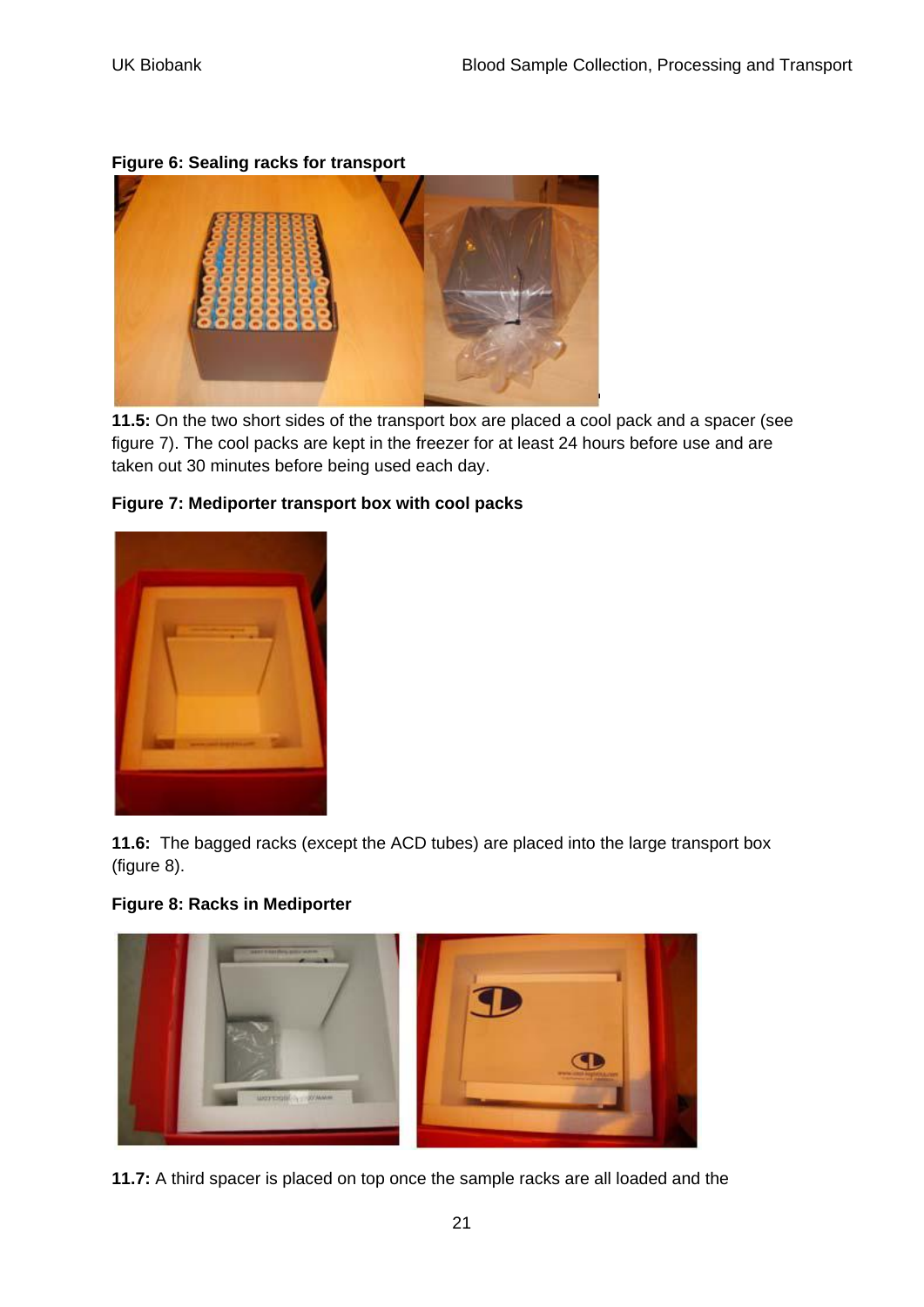**Figure 6: Sealing racks for transport**

**11.5:** On the two short sides of the transport box are placed a cool pack and a spacer (see figure 7). The cool packs are kept in the freezer for at least 24 hours before use and are taken out 30 minutes before being used each day.

**Figure 7: Mediporter transport box with cool packs**

**11.6:** The bagged racks (except the ACD tubes) are placed into the large transport box (figure 8).

**Figure 8: Racks in Mediporter**

**11.7:** A third spacer is placed on top once the sample racks are all loaded and the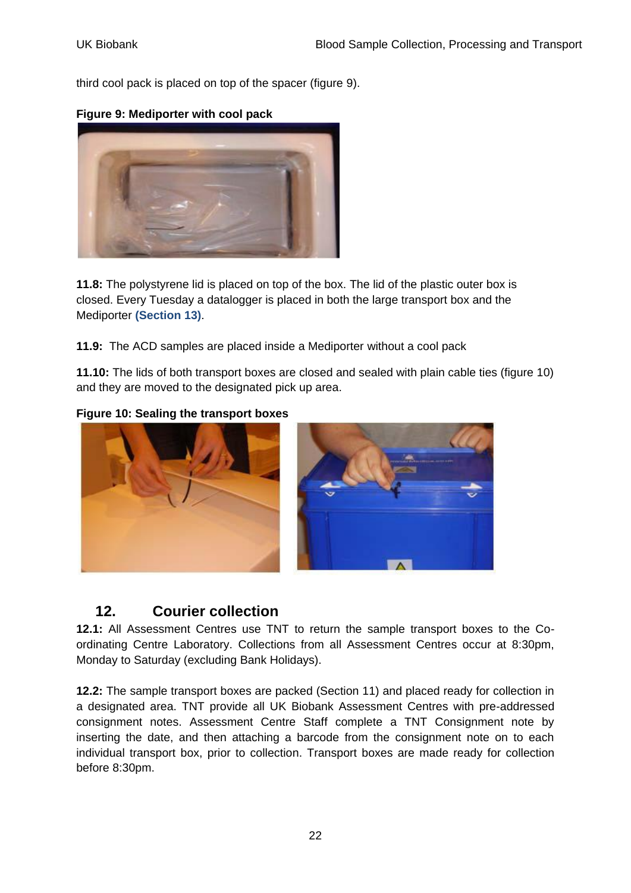third cool pack is placed on top of the spacer (figure 9).

**Figure 9: Mediporter with cool pack**

**11.8:** The polystyrene lid is placed on top of the box. The lid of the plastic outer box is closed. Every Tuesday a datalogger is placed in both the large transport box and the Mediporter **(Section 13)**.

**11.9:** The ACD samples are placed inside a Mediporter without a cool pack

**11.10:** The lids of both transport boxes are closed and sealed with plain cable ties (figure 10) and they are moved to the designated pick up area.

**Figure 10: Sealing the transport boxes**

## 12. Courier collection

**12.1:** All Assessment Centres use TNT to return the sample transport boxes to the Co-ordinating Centre Laboratory. Collections from all Assessment Centres occur at 8:30pm, Monday to Saturday (excluding Bank Holidays).

**12.2:** The sample transport boxes are packed (Section 11) and placed ready for collection in a designated area. TNT provide all UK Biobank Assessment Centres with pre-addressed consignment notes. Assessment Centre Staff complete a TNT Consignment note by inserting the date, and then attaching a barcode from the consignment note on to each individual transport box, prior to collection. Transport boxes are made ready for collection before 8:30pm.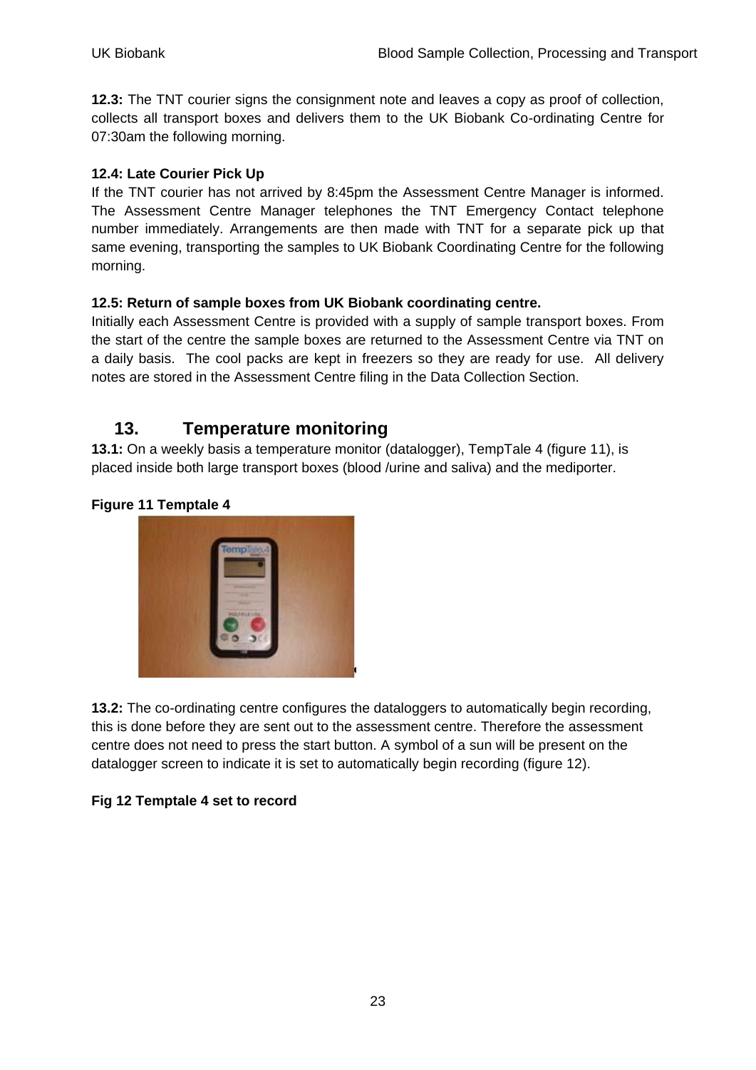**12.3:** The TNT courier signs the consignment note and leaves a copy as proof of collection, collects all transport boxes and delivers them to the UK Biobank Co-ordinating Centre for 07:30am the following morning.

**12.4: Late Courier Pick Up**

If the TNT courier has not arrived by 8:45pm the Assessment Centre Manager is informed. The Assessment Centre Manager telephones the TNT Emergency Contact telephone number immediately. Arrangements are then made with TNT for a separate pick up that same evening, transporting the samples to UK Biobank Coordinating Centre for the following morning.

**12.5: Return of sample boxes from UK Biobank coordinating centre.**

Initially each Assessment Centre is provided with a supply of sample transport boxes. From the start of the centre the sample boxes are returned to the Assessment Centre via TNT on a daily basis. The cool packs are kept in freezers so they are ready for use. All delivery notes are stored in the Assessment Centre filing in the Data Collection Section.

## 13. Temperature monitoring

**13.1:** On a weekly basis a temperature monitor (datalogger), TempTale 4 (figure 11), is placed inside both large transport boxes (blood /urine and saliva) and the mediporter.

**Figure 11 Temptale 4**

**13.2:** The co-ordinating centre configures the dataloggers to automatically begin recording, this is done before they are sent out to the assessment centre. Therefore the assessment centre does not need to press the start button. A symbol of a sun will be present on the datalogger screen to indicate it is set to automatically begin recording (figure 12).

**Fig 12 Temptale 4 set to record**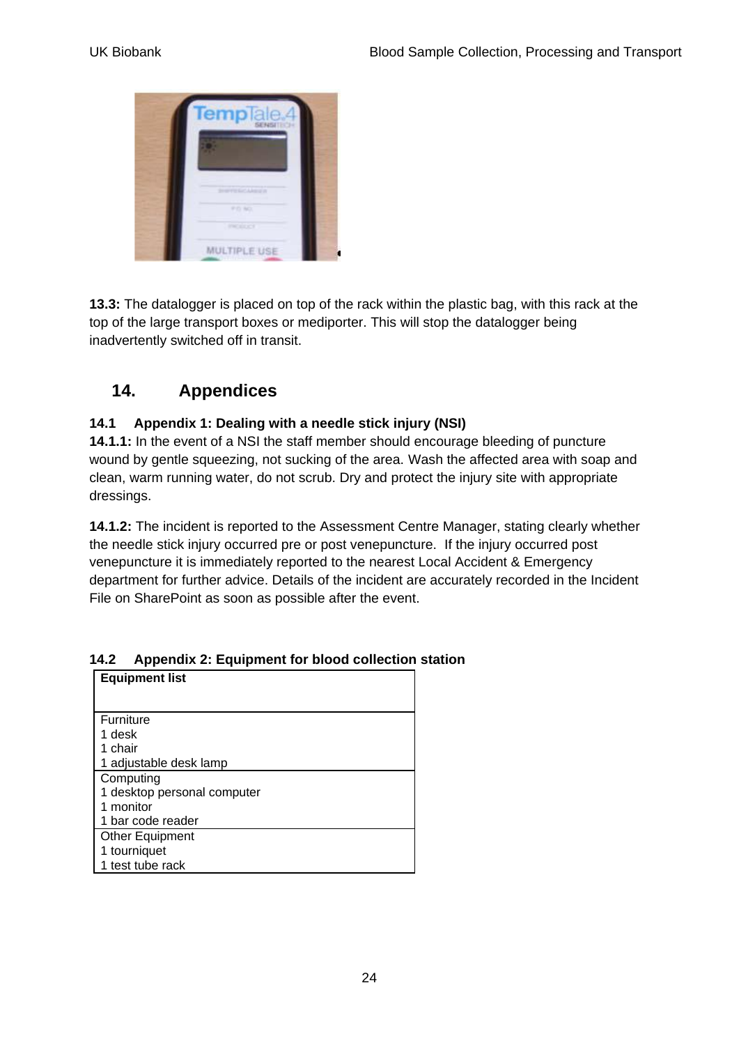**13.3:** The datalogger is placed on top of the rack within the plastic bag, with this rack at the top of the large transport boxes or mediporter. This will stop the datalogger being inadvertently switched off in transit.

## 14. Appendices

### 14.1 Appendix 1: Dealing with a needle stick injury (NSI)

**14.1.1:** In the event of a NSI the staff member should encourage bleeding of puncture wound by gentle squeezing, not sucking of the area. Wash the affected area with soap and clean, warm running water, do not scrub. Dry and protect the injury site with appropriate dressings.

**14.1.2:** The incident is reported to the Assessment Centre Manager, stating clearly whether the needle stick injury occurred pre or post venepuncture. If the injury occurred post venepuncture it is immediately reported to the nearest Local Accident & Emergency department for further advice. Details of the incident are accurately recorded in the Incident File on SharePoint as soon as possible after the event.

### 14.2 Appendix 2: Equipment for blood collection station

| **Equipment list** |
| --- |
| Furniture<br>1 desk<br>1 chair<br>1 adjustable desk lamp |
| Computing<br>1 desktop personal computer<br>1 monitor<br>1 bar code reader |
| Other Equipment<br>1 tourniquet<br>1 test tube rack |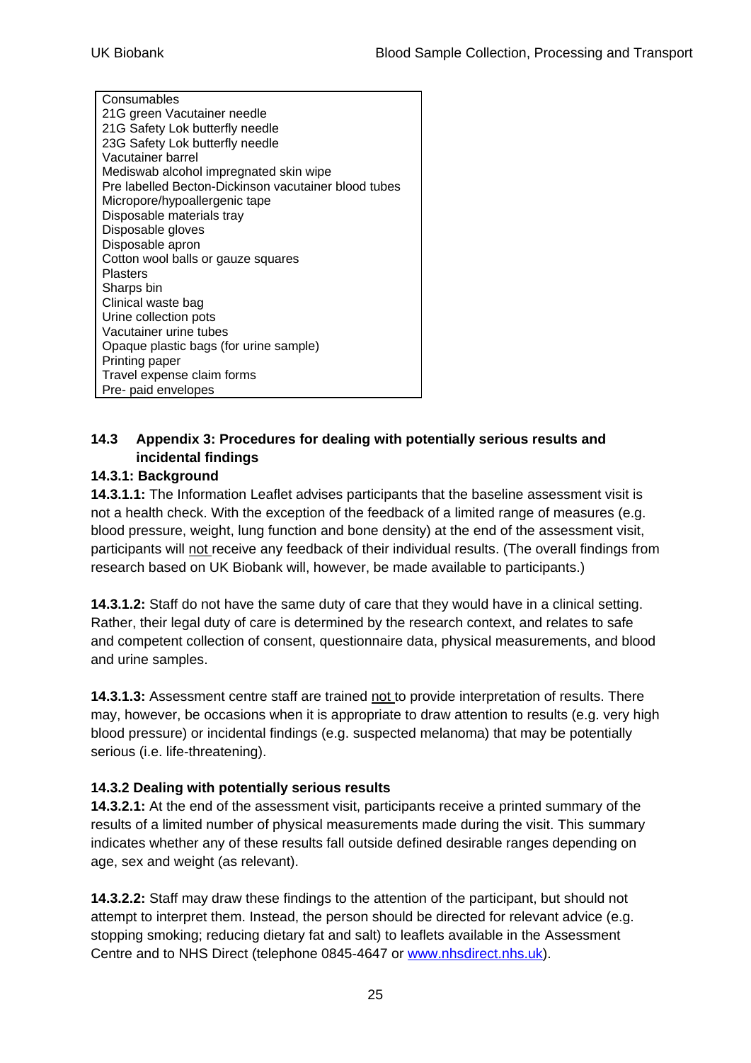| Consumables |
| --- |
| 21G green Vacutainer needle |
| 21G Safety Lok butterfly needle |
| 23G Safety Lok butterfly needle |
| Vacutainer barrel |
| Mediswab alcohol impregnated skin wipe |
| Pre labelled Becton-Dickinson vacutainer blood tubes |
| Micropore/hypoallergenic tape |
| Disposable materials tray |
| Disposable gloves |
| Disposable apron |
| Cotton wool balls or gauze squares |
| Plasters |
| Sharps bin |
| Clinical waste bag |
| Urine collection pots |
| Vacutainer urine tubes |
| Opaque plastic bags (for urine sample) |
| Printing paper |
| Travel expense claim forms |
| Pre- paid envelopes |

### 14.3 Appendix 3: Procedures for dealing with potentially serious results and incidental findings

#### 14.3.1: Background

**14.3.1.1:** The Information Leaflet advises participants that the baseline assessment visit is not a health check. With the exception of the feedback of a limited range of measures (e.g. blood pressure, weight, lung function and bone density) at the end of the assessment visit, participants will not receive any feedback of their individual results. (The overall findings from research based on UK Biobank will, however, be made available to participants.)

**14.3.1.2:** Staff do not have the same duty of care that they would have in a clinical setting. Rather, their legal duty of care is determined by the research context, and relates to safe and competent collection of consent, questionnaire data, physical measurements, and blood and urine samples.

**14.3.1.3:** Assessment centre staff are trained not to provide interpretation of results. There may, however, be occasions when it is appropriate to draw attention to results (e.g. very high blood pressure) or incidental findings (e.g. suspected melanoma) that may be potentially serious (i.e. life-threatening).

#### 14.3.2 Dealing with potentially serious results

**14.3.2.1:** At the end of the assessment visit, participants receive a printed summary of the results of a limited number of physical measurements made during the visit. This summary indicates whether any of these results fall outside defined desirable ranges depending on age, sex and weight (as relevant).

**14.3.2.2:** Staff may draw these findings to the attention of the participant, but should not attempt to interpret them. Instead, the person should be directed for relevant advice (e.g. stopping smoking; reducing dietary fat and salt) to leaflets available in the Assessment Centre and to NHS Direct (telephone 0845-4647 or www.nhsdirect.nhs.uk).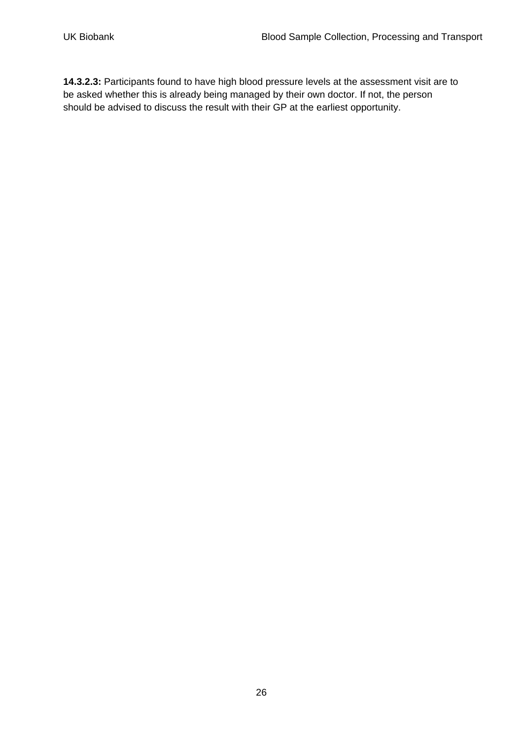**14.3.2.3:** Participants found to have high blood pressure levels at the assessment visit are to be asked whether this is already being managed by their own doctor. If not, the person should be advised to discuss the result with their GP at the earliest opportunity.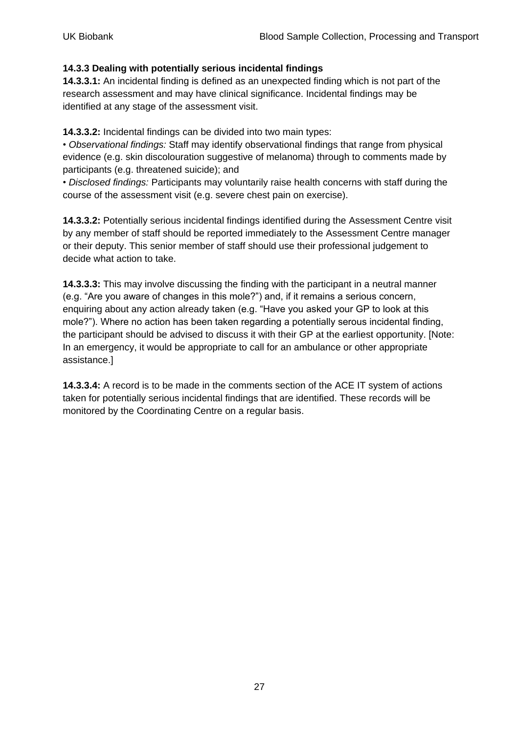### 14.3.3 Dealing with potentially serious incidental findings

**14.3.3.1:** An incidental finding is defined as an unexpected finding which is not part of the research assessment and may have clinical significance. Incidental findings may be identified at any stage of the assessment visit.

**14.3.3.2:** Incidental findings can be divided into two main types:

• *Observational findings:* Staff may identify observational findings that range from physical evidence (e.g. skin discolouration suggestive of melanoma) through to comments made by participants (e.g. threatened suicide); and

• *Disclosed findings:* Participants may voluntarily raise health concerns with staff during the course of the assessment visit (e.g. severe chest pain on exercise).

**14.3.3.2:** Potentially serious incidental findings identified during the Assessment Centre visit by any member of staff should be reported immediately to the Assessment Centre manager or their deputy. This senior member of staff should use their professional judgement to decide what action to take.

**14.3.3.3:** This may involve discussing the finding with the participant in a neutral manner (e.g. “Are you aware of changes in this mole?”) and, if it remains a serious concern, enquiring about any action already taken (e.g. “Have you asked your GP to look at this mole?”). Where no action has been taken regarding a potentially serous incidental finding, the participant should be advised to discuss it with their GP at the earliest opportunity. [Note: In an emergency, it would be appropriate to call for an ambulance or other appropriate assistance.]

**14.3.3.4:** A record is to be made in the comments section of the ACE IT system of actions taken for potentially serious incidental findings that are identified. These records will be monitored by the Coordinating Centre on a regular basis.